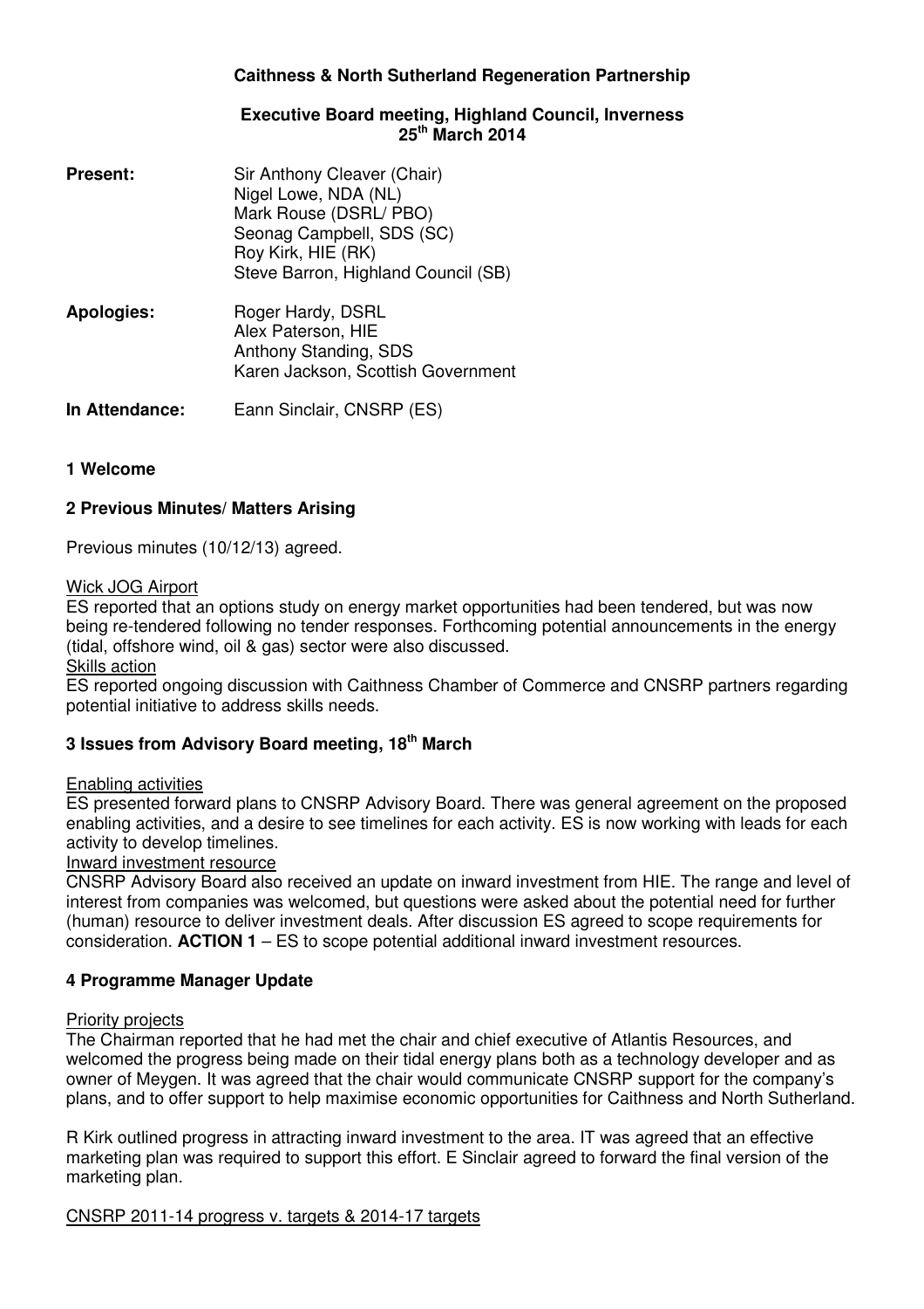**Caithness & North Sutherland Regeneration Partnership**

**Executive Board meeting, Highland Council, Inverness**
**25th March 2014**

**Present:** Sir Anthony Cleaver (Chair)
Nigel Lowe, NDA (NL)
Mark Rouse (DSRL/ PBO)
Seonag Campbell, SDS (SC)
Roy Kirk, HIE (RK)
Steve Barron, Highland Council (SB)

**Apologies:** Roger Hardy, DSRL
Alex Paterson, HIE
Anthony Standing, SDS
Karen Jackson, Scottish Government

**In Attendance:** Eann Sinclair, CNSRP (ES)

**1 Welcome**

**2 Previous Minutes/ Matters Arising**

Previous minutes (10/12/13) agreed.

Wick JOG Airport

ES reported that an options study on energy market opportunities had been tendered, but was now being re-tendered following no tender responses. Forthcoming potential announcements in the energy (tidal, offshore wind, oil & gas) sector were also discussed.

Skills action

ES reported ongoing discussion with Caithness Chamber of Commerce and CNSRP partners regarding potential initiative to address skills needs.

**3 Issues from Advisory Board meeting, 18th March**

Enabling activities

ES presented forward plans to CNSRP Advisory Board. There was general agreement on the proposed enabling activities, and a desire to see timelines for each activity. ES is now working with leads for each activity to develop timelines.

Inward investment resource

CNSRP Advisory Board also received an update on inward investment from HIE. The range and level of interest from companies was welcomed, but questions were asked about the potential need for further (human) resource to deliver investment deals. After discussion ES agreed to scope requirements for consideration. **ACTION 1** – ES to scope potential additional inward investment resources.

**4 Programme Manager Update**

Priority projects

The Chairman reported that he had met the chair and chief executive of Atlantis Resources, and welcomed the progress being made on their tidal energy plans both as a technology developer and as owner of Meygen. It was agreed that the chair would communicate CNSRP support for the company's plans, and to offer support to help maximise economic opportunities for Caithness and North Sutherland.

R Kirk outlined progress in attracting inward investment to the area. IT was agreed that an effective marketing plan was required to support this effort. E Sinclair agreed to forward the final version of the marketing plan.

CNSRP 2011-14 progress v. targets & 2014-17 targets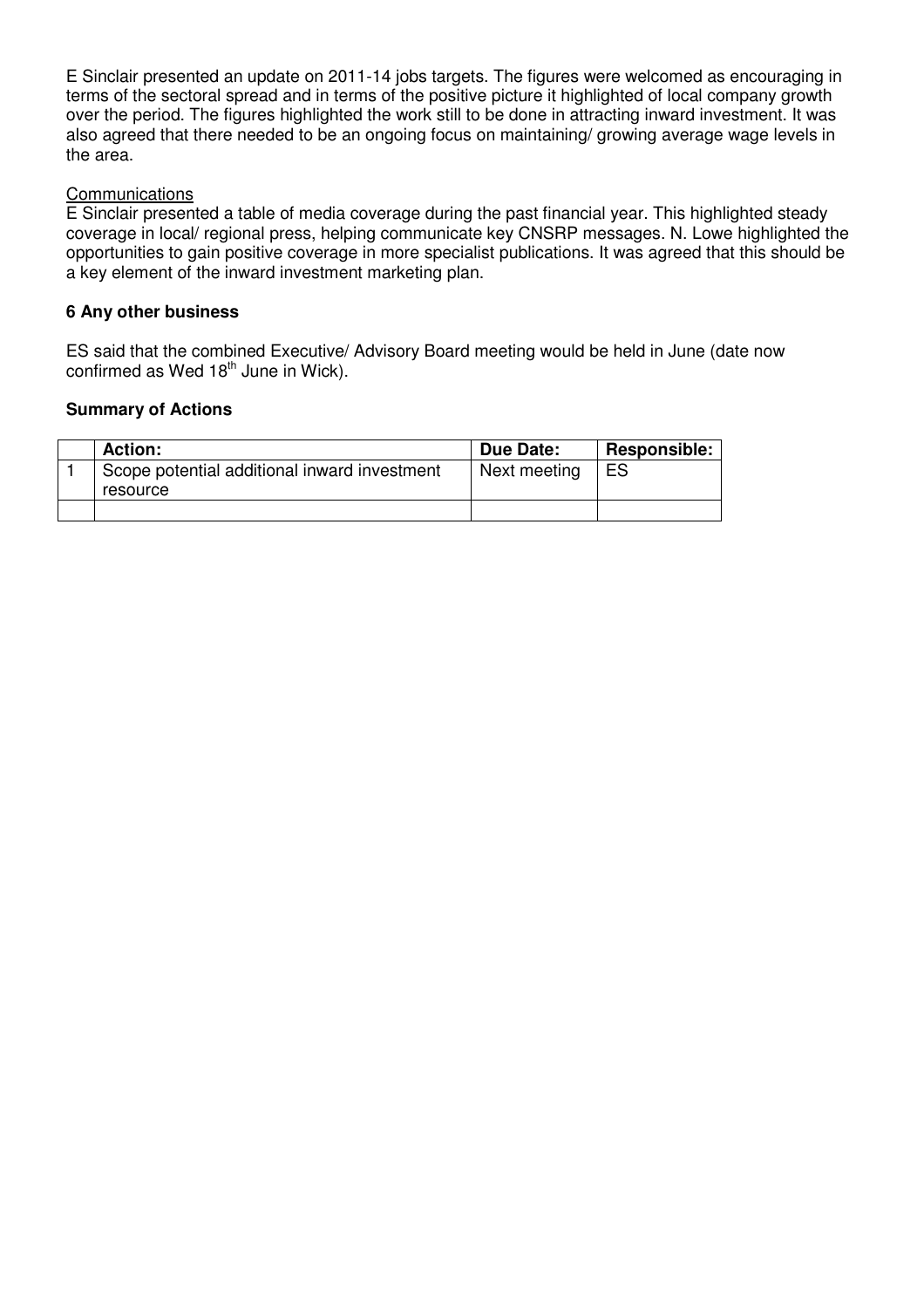E Sinclair presented an update on 2011-14 jobs targets. The figures were welcomed as encouraging in terms of the sectoral spread and in terms of the positive picture it highlighted of local company growth over the period. The figures highlighted the work still to be done in attracting inward investment. It was also agreed that there needed to be an ongoing focus on maintaining/ growing average wage levels in the area.

Communications

E Sinclair presented a table of media coverage during the past financial year. This highlighted steady coverage in local/ regional press, helping communicate key CNSRP messages. N. Lowe highlighted the opportunities to gain positive coverage in more specialist publications. It was agreed that this should be a key element of the inward investment marketing plan.

**6 Any other business**

ES said that the combined Executive/ Advisory Board meeting would be held in June (date now confirmed as Wed 18th June in Wick).

**Summary of Actions**

| | Action: | Due Date: | Responsible: |
|---|---|---|---|
| 1 | Scope potential additional inward investment resource | Next meeting | ES |
| | | | |